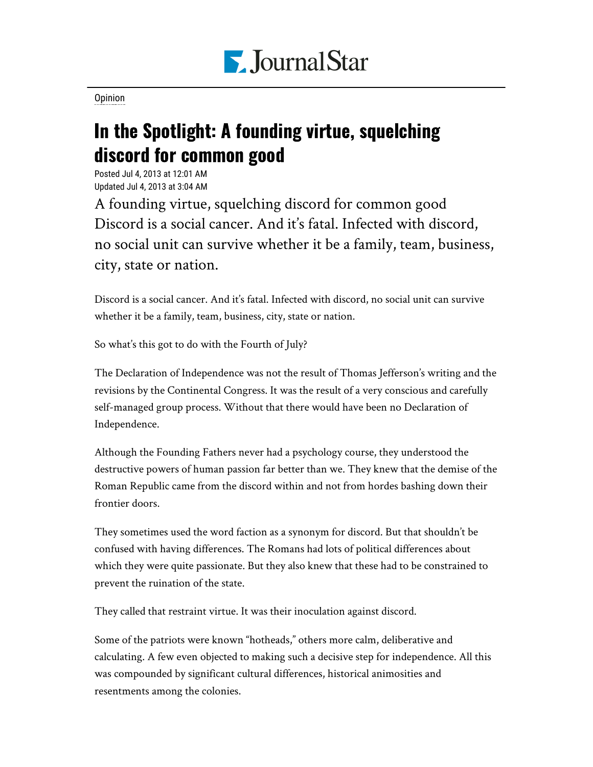Opinion

# In the Spotlight: A founding virtue, squelching discord for common good

Posted Jul 4, 2013 at 12:01 AM
Updated Jul 4, 2013 at 3:04 AM

A founding virtue, squelching discord for common good
Discord is a social cancer. And it's fatal. Infected with discord, no social unit can survive whether it be a family, team, business, city, state or nation.

Discord is a social cancer. And it's fatal. Infected with discord, no social unit can survive whether it be a family, team, business, city, state or nation.

So what's this got to do with the Fourth of July?

The Declaration of Independence was not the result of Thomas Jefferson's writing and the revisions by the Continental Congress. It was the result of a very conscious and carefully self-managed group process. Without that there would have been no Declaration of Independence.

Although the Founding Fathers never had a psychology course, they understood the destructive powers of human passion far better than we. They knew that the demise of the Roman Republic came from the discord within and not from hordes bashing down their frontier doors.

They sometimes used the word faction as a synonym for discord. But that shouldn't be confused with having differences. The Romans had lots of political differences about which they were quite passionate. But they also knew that these had to be constrained to prevent the ruination of the state.

They called that restraint virtue. It was their inoculation against discord.

Some of the patriots were known "hotheads," others more calm, deliberative and calculating. A few even objected to making such a decisive step for independence. All this was compounded by significant cultural differences, historical animosities and resentments among the colonies.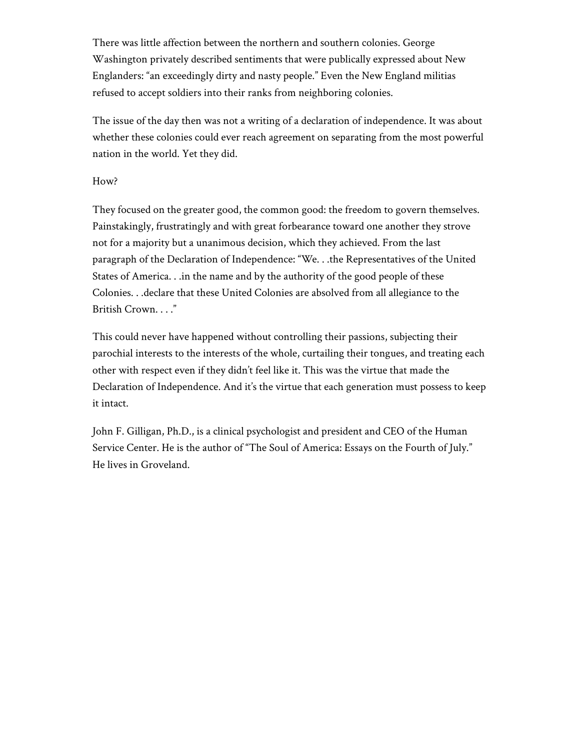There was little affection between the northern and southern colonies. George Washington privately described sentiments that were publically expressed about New Englanders: "an exceedingly dirty and nasty people." Even the New England militias refused to accept soldiers into their ranks from neighboring colonies.

The issue of the day then was not a writing of a declaration of independence. It was about whether these colonies could ever reach agreement on separating from the most powerful nation in the world. Yet they did.

How?

They focused on the greater good, the common good: the freedom to govern themselves. Painstakingly, frustratingly and with great forbearance toward one another they strove not for a majority but a unanimous decision, which they achieved. From the last paragraph of the Declaration of Independence: "We. . .the Representatives of the United States of America. . .in the name and by the authority of the good people of these Colonies. . .declare that these United Colonies are absolved from all allegiance to the British Crown. . . ."

This could never have happened without controlling their passions, subjecting their parochial interests to the interests of the whole, curtailing their tongues, and treating each other with respect even if they didn't feel like it. This was the virtue that made the Declaration of Independence. And it's the virtue that each generation must possess to keep it intact.

John F. Gilligan, Ph.D., is a clinical psychologist and president and CEO of the Human Service Center. He is the author of "The Soul of America: Essays on the Fourth of July." He lives in Groveland.